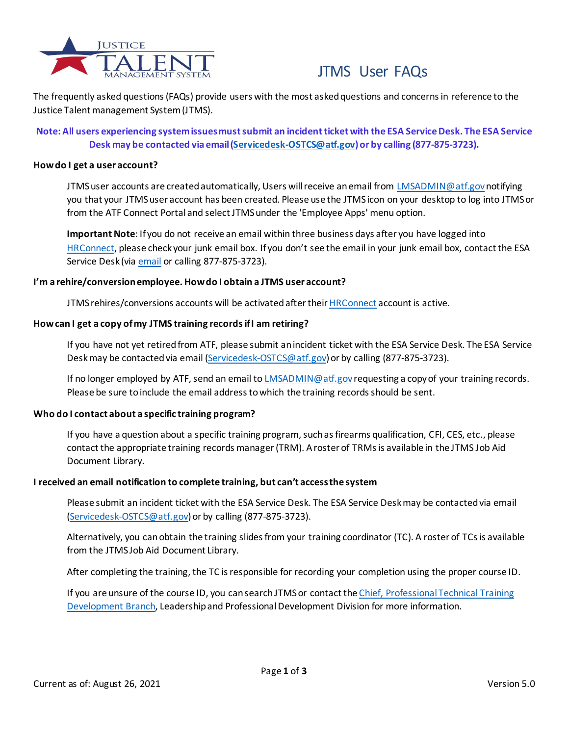# JTMS User FAQs

The frequently asked questions (FAQs) provide users with the most asked questions and concerns in reference to the Justice Talent management System (JTMS).

**Note: All users experiencing system issues must submit an incident ticket with the ESA Service Desk. The ESA Service Desk may be contacted via email (Servicedesk-OSTCS@atf.gov) or by calling (877-875-3723).**

### How do I get a user account?

JTMS user accounts are created automatically, Users will receive an email from LMSADMIN@atf.gov notifying you that your JTMS user account has been created. Please use the JTMS icon on your desktop to log into JTMS or from the ATF Connect Portal and select JTMS under the 'Employee Apps' menu option.

**Important Note**: If you do not receive an email within three business days after you have logged into HRConnect, please check your junk email box. If you don't see the email in your junk email box, contact the ESA Service Desk (via email or calling 877-875-3723).

### I'm a rehire/conversion employee. How do I obtain a JTMS user account?

JTMS rehires/conversions accounts will be activated after their HRConnect account is active.

### How can I get a copy of my JTMS training records if I am retiring?

If you have not yet retired from ATF, please submit an incident ticket with the ESA Service Desk. The ESA Service Desk may be contacted via email (Servicedesk-OSTCS@atf.gov) or by calling (877-875-3723).

If no longer employed by ATF, send an email to LMSADMIN@atf.gov requesting a copy of your training records. Please be sure to include the email address to which the training records should be sent.

### Who do I contact about a specific training program?

If you have a question about a specific training program, such as firearms qualification, CFI, CES, etc., please contact the appropriate training records manager (TRM). A roster of TRMs is available in the JTMS Job Aid Document Library.

### I received an email notification to complete training, but can't access the system

Please submit an incident ticket with the ESA Service Desk. The ESA Service Desk may be contacted via email (Servicedesk-OSTCS@atf.gov) or by calling (877-875-3723).

Alternatively, you can obtain the training slides from your training coordinator (TC). A roster of TCs is available from the JTMS Job Aid Document Library.

After completing the training, the TC is responsible for recording your completion using the proper course ID.

If you are unsure of the course ID, you can search JTMS or contact the Chief, Professional Technical Training Development Branch, Leadership and Professional Development Division for more information.

Current as of: August 26, 2021 Version 5.0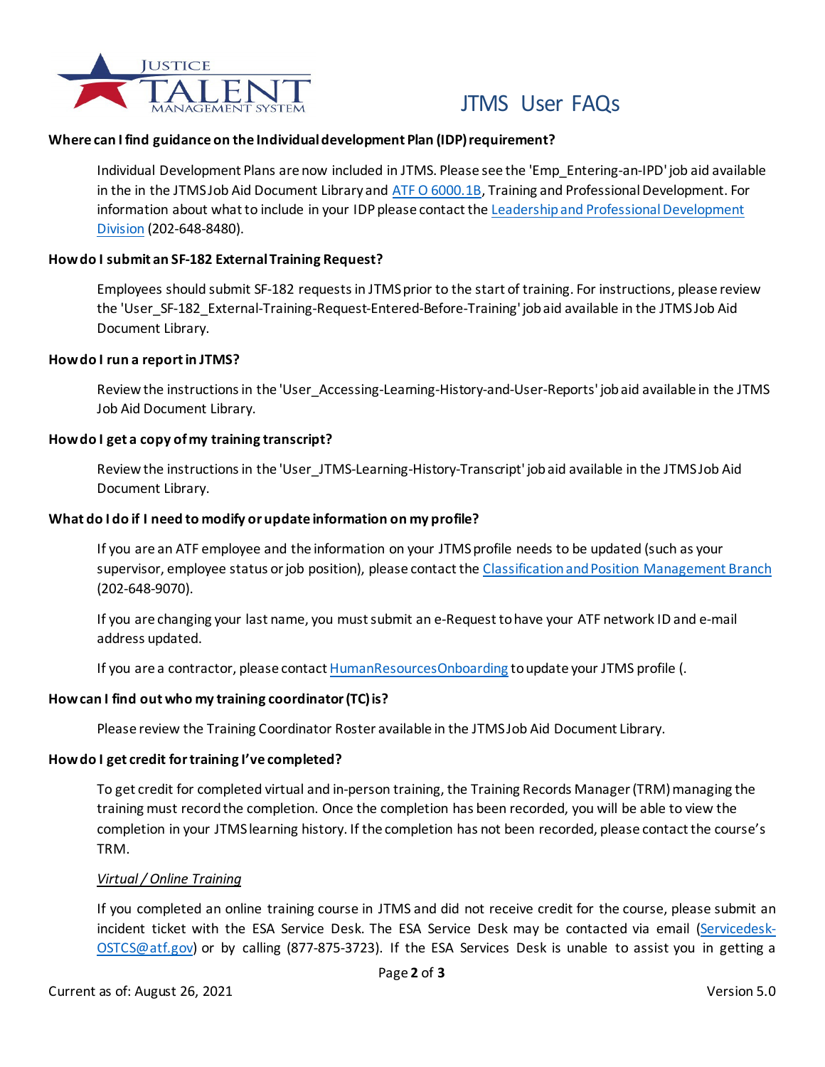**Where can I find guidance on the Individual development Plan (IDP) requirement?**

Individual Development Plans are now included in JTMS. Please see the 'Emp_Entering-an-IPD' job aid available in the in the JTMS Job Aid Document Library and [ATF O 6000.1B](), Training and Professional Development. For information about what to include in your IDP please contact the [Leadership and Professional Development Division]() (202-648-8480).

**How do I submit an SF-182 External Training Request?**

Employees should submit SF-182 requests in JTMS prior to the start of training. For instructions, please review the 'User_SF-182_External-Training-Request-Entered-Before-Training' job aid available in the JTMS Job Aid Document Library.

**How do I run a report in JTMS?**

Review the instructions in the 'User_Accessing-Learning-History-and-User-Reports' job aid available in the JTMS Job Aid Document Library.

**How do I get a copy of my training transcript?**

Review the instructions in the 'User_JTMS-Learning-History-Transcript' job aid available in the JTMS Job Aid Document Library.

**What do I do if I need to modify or update information on my profile?**

If you are an ATF employee and the information on your JTMS profile needs to be updated (such as your supervisor, employee status or job position), please contact the [Classification and Position Management Branch]() (202-648-9070).

If you are changing your last name, you must submit an e-Request to have your ATF network ID and e-mail address updated.

If you are a contractor, please contact [HumanResourcesOnboarding]() to update your JTMS profile (.

**How can I find out who my training coordinator (TC) is?**

Please review the Training Coordinator Roster available in the JTMS Job Aid Document Library.

**How do I get credit for training I've completed?**

To get credit for completed virtual and in-person training, the Training Records Manager (TRM) managing the training must record the completion. Once the completion has been recorded, you will be able to view the completion in your JTMS learning history. If the completion has not been recorded, please contact the course's TRM.

*Virtual / Online Training*

If you completed an online training course in JTMS and did not receive credit for the course, please submit an incident ticket with the ESA Service Desk. The ESA Service Desk may be contacted via email ([Servicedesk-OSTCS@atf.gov]()) or by calling (877-875-3723). If the ESA Services Desk is unable to assist you in getting a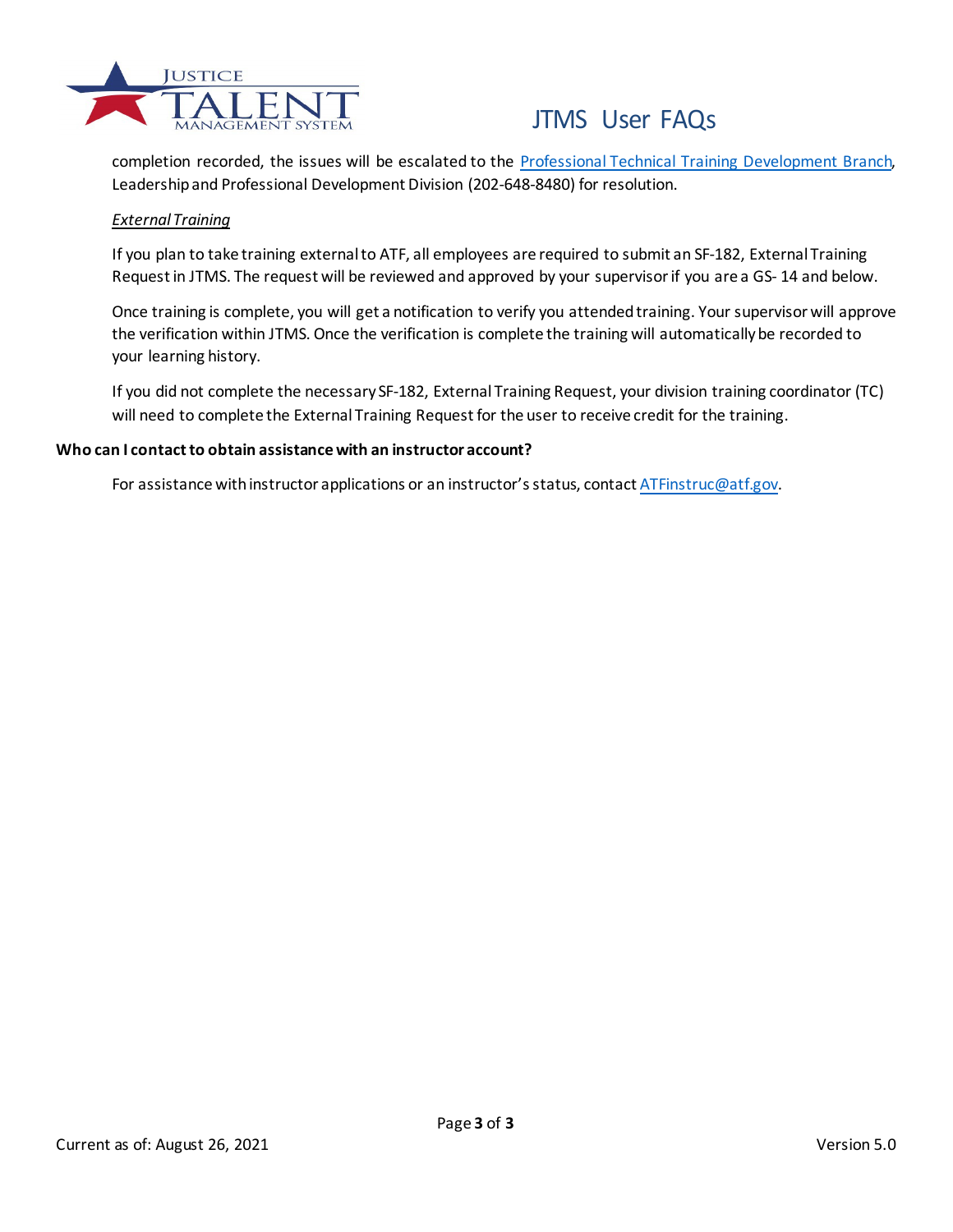completion recorded, the issues will be escalated to the Professional Technical Training Development Branch, Leadership and Professional Development Division (202-648-8480) for resolution.

*External Training*

If you plan to take training external to ATF, all employees are required to submit an SF-182, External Training Request in JTMS. The request will be reviewed and approved by your supervisor if you are a GS- 14 and below.

Once training is complete, you will get a notification to verify you attended training. Your supervisor will approve the verification within JTMS. Once the verification is complete the training will automatically be recorded to your learning history.

If you did not complete the necessary SF-182, External Training Request, your division training coordinator (TC) will need to complete the External Training Request for the user to receive credit for the training.

**Who can I contact to obtain assistance with an instructor account?**

For assistance with instructor applications or an instructor's status, contact ATFinstruc@atf.gov.